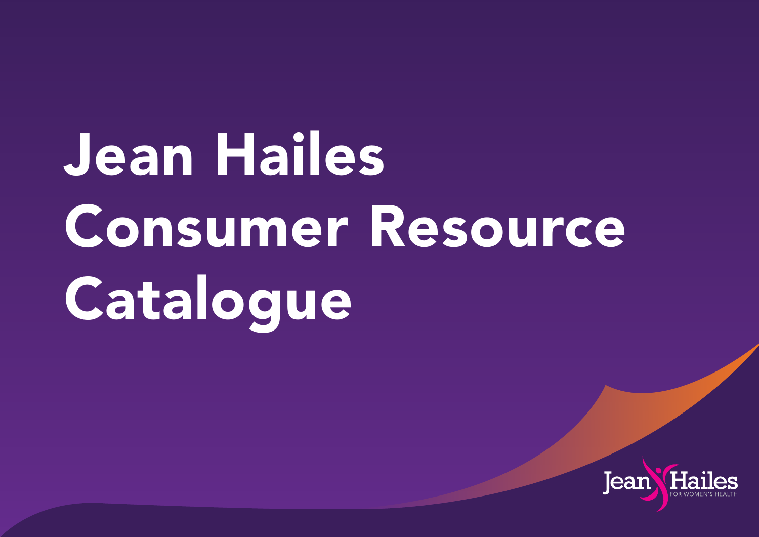# Jean Hailes Consumer Resource Catalogue

Jean Hailes FOR WOMEN'S HEALTH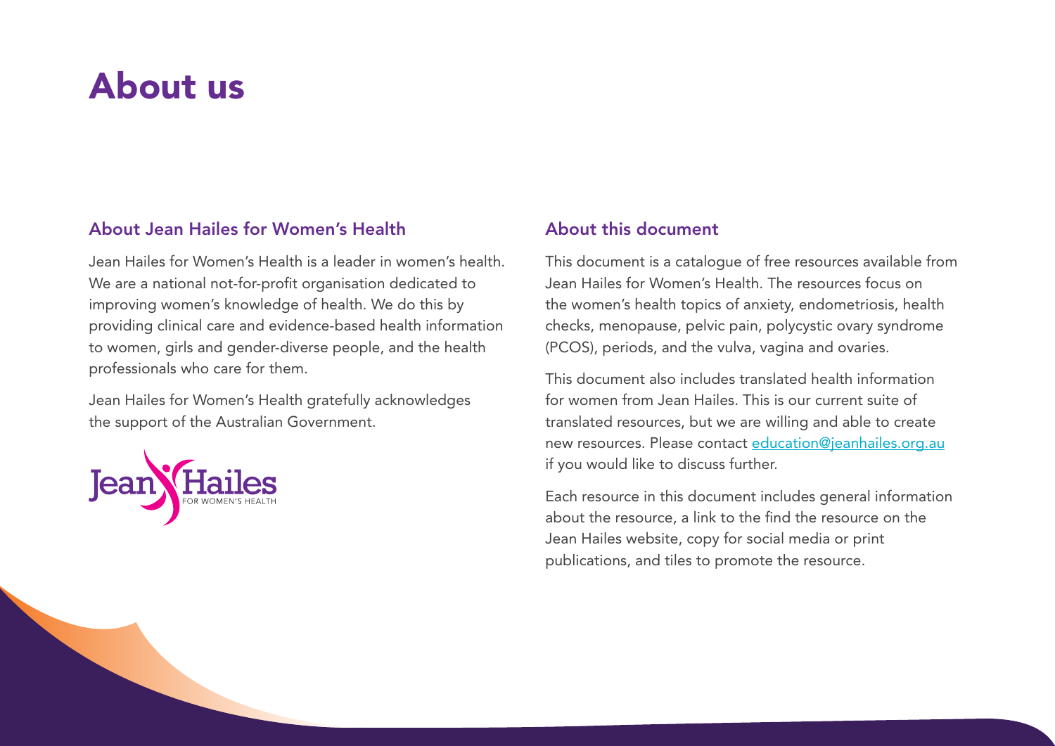# About us

## About Jean Hailes for Women's Health

Jean Hailes for Women's Health is a leader in women's health. We are a national not-for-profit organisation dedicated to improving women's knowledge of health. We do this by providing clinical care and evidence-based health information to women, girls and gender-diverse people, and the health professionals who care for them.

Jean Hailes for Women's Health gratefully acknowledges the support of the Australian Government.

## About this document

This document is a catalogue of free resources available from Jean Hailes for Women's Health. The resources focus on the women's health topics of anxiety, endometriosis, health checks, menopause, pelvic pain, polycystic ovary syndrome (PCOS), periods, and the vulva, vagina and ovaries.

This document also includes translated health information for women from Jean Hailes. This is our current suite of translated resources, but we are willing and able to create new resources. Please contact [education@jeanhailes.org.au](mailto:education@jeanhailes.org.au) if you would like to discuss further.

Each resource in this document includes general information about the resource, a link to the find the resource on the Jean Hailes website, copy for social media or print publications, and tiles to promote the resource.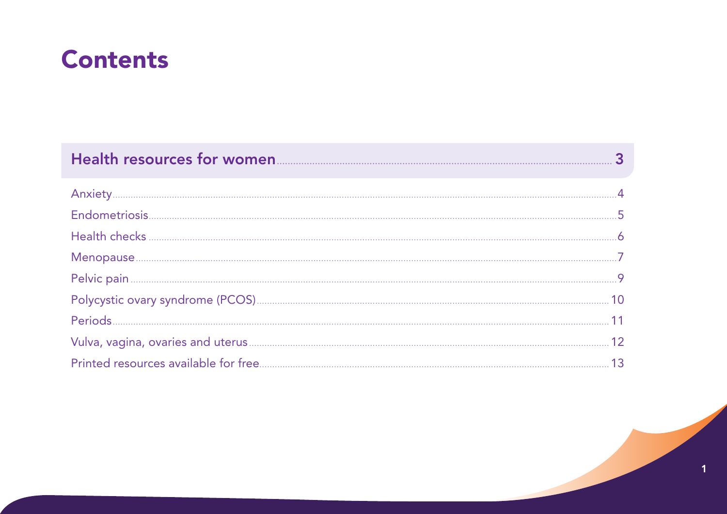# Contents

## Health resources for women ........ 3

- Anxiety ........ 4
- Endometriosis ........ 5
- Health checks ........ 6
- Menopause ........ 7
- Pelvic pain ........ 9
- Polycystic ovary syndrome (PCOS) ........ 10
- Periods ........ 11
- Vulva, vagina, ovaries and uterus ........ 12
- Printed resources available for free ........ 13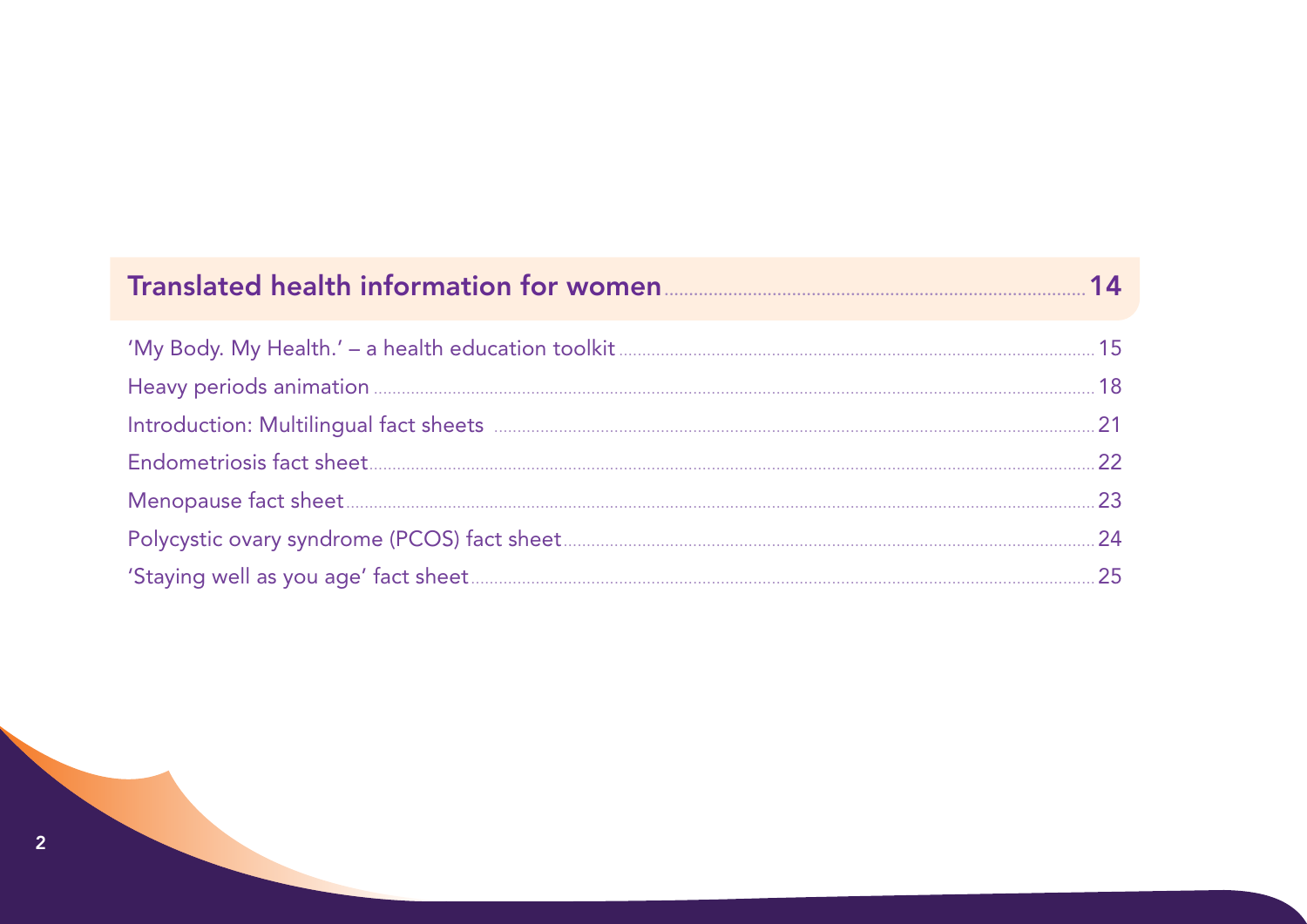## Translated health information for women ..... 14

- 'My Body. My Health.' – a health education toolkit ..... 15
- Heavy periods animation ..... 18
- Introduction: Multilingual fact sheets ..... 21
- Endometriosis fact sheet ..... 22
- Menopause fact sheet ..... 23
- Polycystic ovary syndrome (PCOS) fact sheet ..... 24
- 'Staying well as you age' fact sheet ..... 25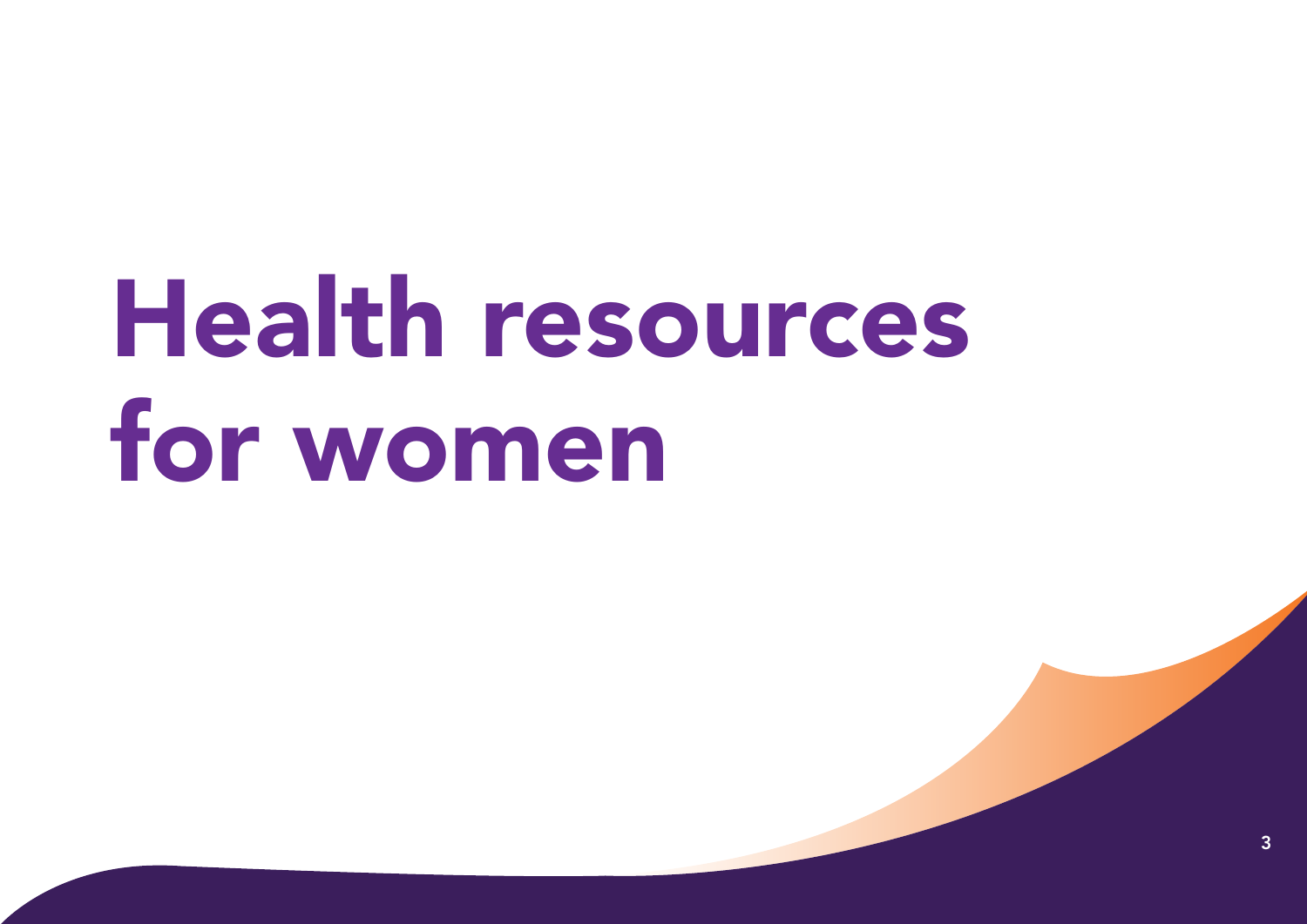# Health resources for women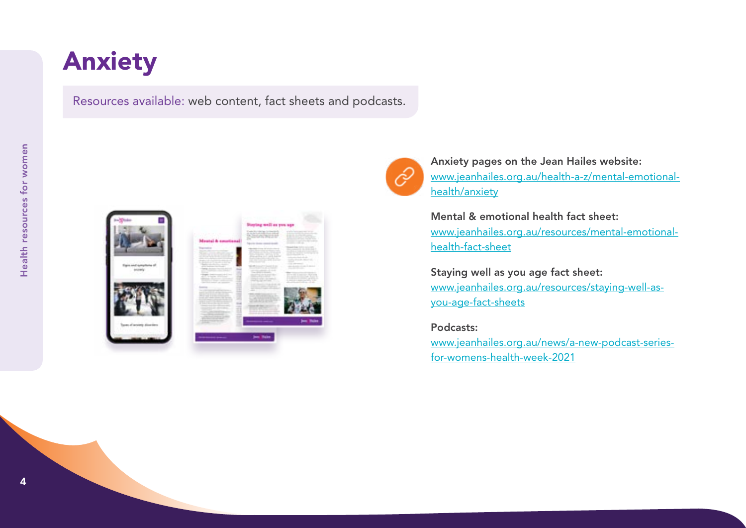# Anxiety

Resources available: web content, fact sheets and podcasts.

**Anxiety pages on the Jean Hailes website:**
www.jeanhailes.org.au/health-a-z/mental-emotional-health/anxiety

**Mental & emotional health fact sheet:**
www.jeanhailes.org.au/resources/mental-emotional-health-fact-sheet

**Staying well as you age fact sheet:**
www.jeanhailes.org.au/resources/staying-well-as-you-age-fact-sheets

**Podcasts:**
www.jeanhailes.org.au/news/a-new-podcast-series-for-womens-health-week-2021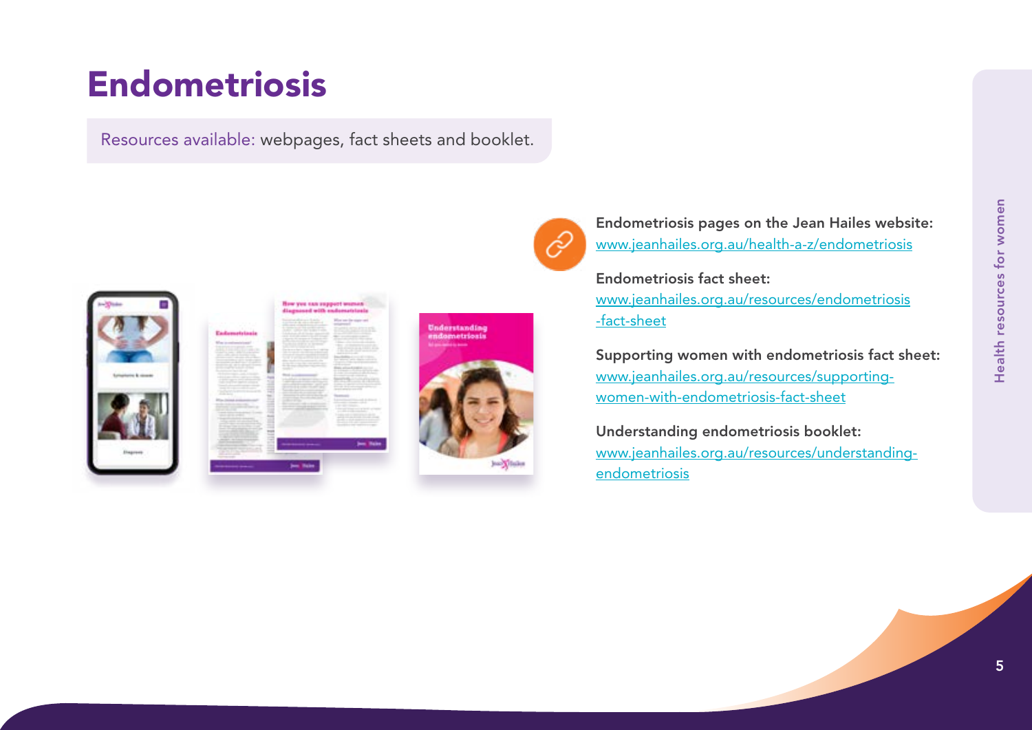# Endometriosis

Resources available: webpages, fact sheets and booklet.

**Endometriosis pages on the Jean Hailes website:**
[www.jeanhailes.org.au/health-a-z/endometriosis](http://www.jeanhailes.org.au/health-a-z/endometriosis)

**Endometriosis fact sheet:**
[www.jeanhailes.org.au/resources/endometriosis-fact-sheet](http://www.jeanhailes.org.au/resources/endometriosis-fact-sheet)

**Supporting women with endometriosis fact sheet:**
[www.jeanhailes.org.au/resources/supporting-women-with-endometriosis-fact-sheet](http://www.jeanhailes.org.au/resources/supporting-women-with-endometriosis-fact-sheet)

**Understanding endometriosis booklet:**
[www.jeanhailes.org.au/resources/understanding-endometriosis](http://www.jeanhailes.org.au/resources/understanding-endometriosis)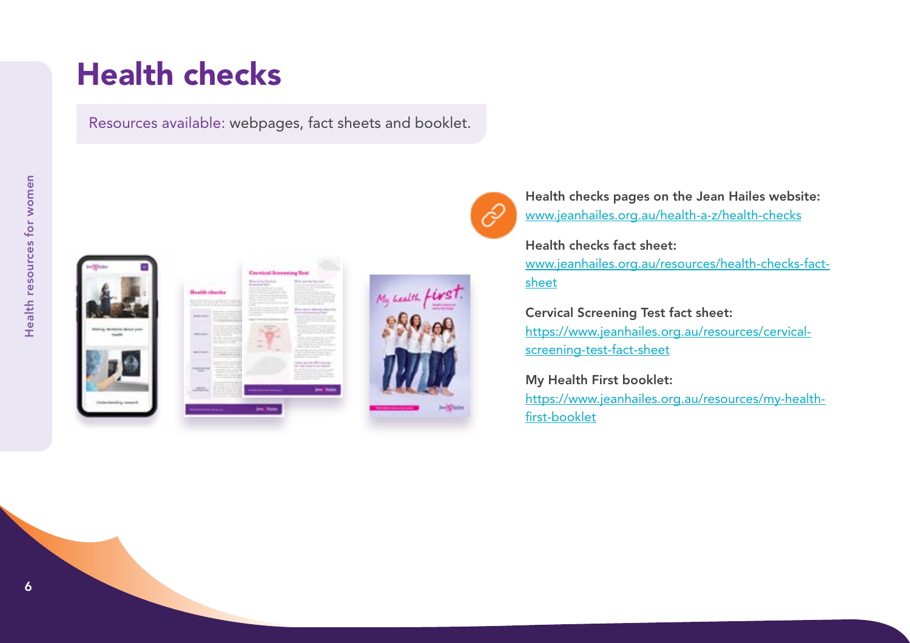# Health checks

Resources available: webpages, fact sheets and booklet.

**Health checks pages on the Jean Hailes website:**
www.jeanhailes.org.au/health-a-z/health-checks

**Health checks fact sheet:**
www.jeanhailes.org.au/resources/health-checks-fact-sheet

**Cervical Screening Test fact sheet:**
https://www.jeanhailes.org.au/resources/cervical-screening-test-fact-sheet

**My Health First booklet:**
https://www.jeanhailes.org.au/resources/my-health-first-booklet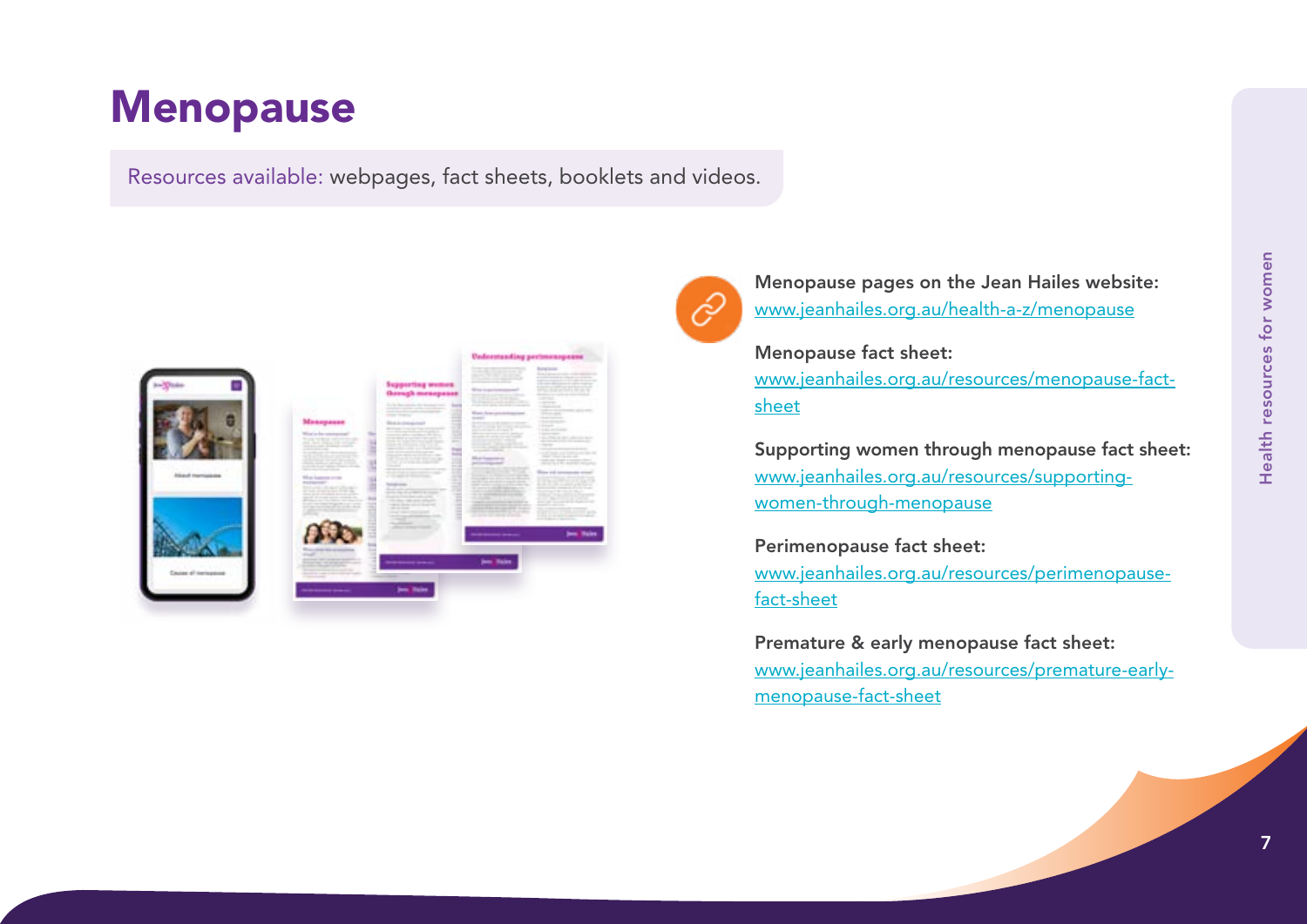# Menopause

Resources available: webpages, fact sheets, booklets and videos.

**Menopause pages on the Jean Hailes website:**
www.jeanhailes.org.au/health-a-z/menopause

**Menopause fact sheet:**
www.jeanhailes.org.au/resources/menopause-fact-sheet

**Supporting women through menopause fact sheet:**
www.jeanhailes.org.au/resources/supporting-women-through-menopause

**Perimenopause fact sheet:**
www.jeanhailes.org.au/resources/perimenopause-fact-sheet

**Premature & early menopause fact sheet:**
www.jeanhailes.org.au/resources/premature-early-menopause-fact-sheet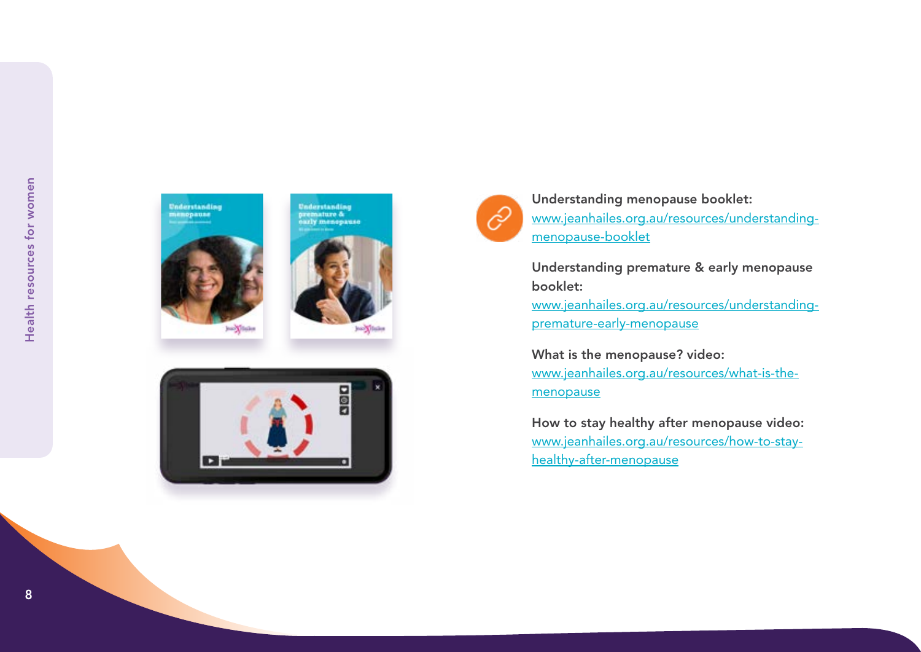**Understanding menopause booklet:**
[www.jeanhailes.org.au/resources/understanding-menopause-booklet](https://www.jeanhailes.org.au/resources/understanding-menopause-booklet)

**Understanding premature & early menopause booklet:**
[www.jeanhailes.org.au/resources/understanding-premature-early-menopause](https://www.jeanhailes.org.au/resources/understanding-premature-early-menopause)

**What is the menopause? video:**
[www.jeanhailes.org.au/resources/what-is-the-menopause](https://www.jeanhailes.org.au/resources/what-is-the-menopause)

**How to stay healthy after menopause video:**
[www.jeanhailes.org.au/resources/how-to-stay-healthy-after-menopause](https://www.jeanhailes.org.au/resources/how-to-stay-healthy-after-menopause)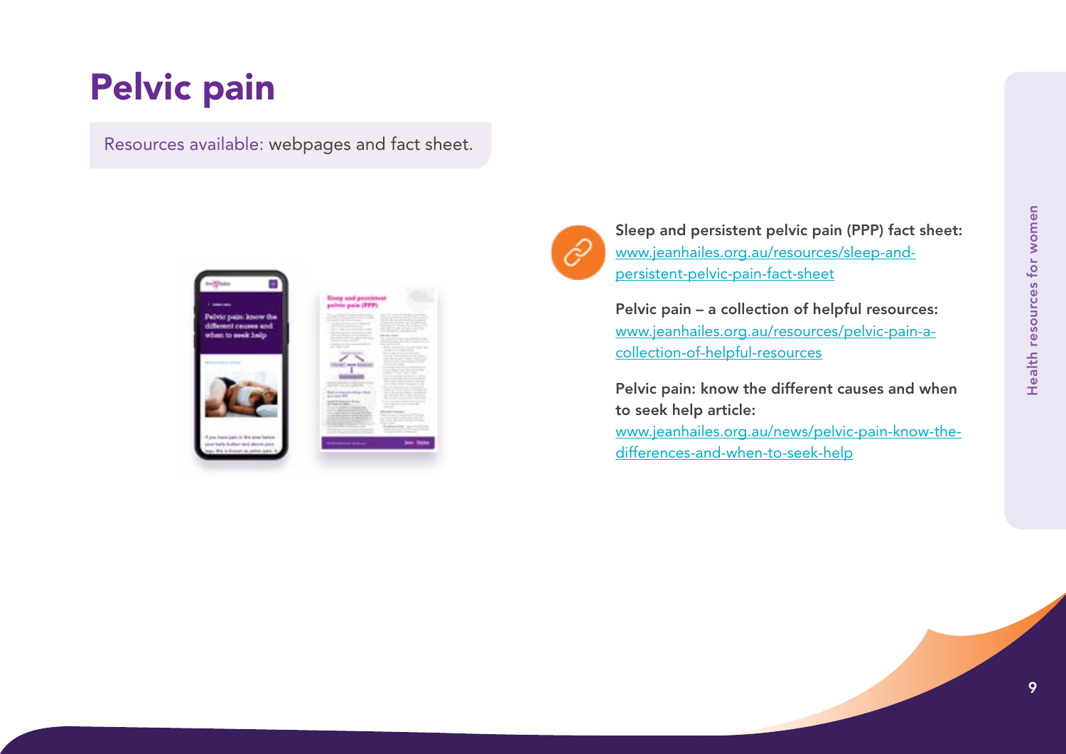# Pelvic pain

Resources available: webpages and fact sheet.

**Sleep and persistent pelvic pain (PPP) fact sheet:**
www.jeanhailes.org.au/resources/sleep-and-persistent-pelvic-pain-fact-sheet

**Pelvic pain – a collection of helpful resources:**
www.jeanhailes.org.au/resources/pelvic-pain-a-collection-of-helpful-resources

**Pelvic pain: know the different causes and when to seek help article:**
www.jeanhailes.org.au/news/pelvic-pain-know-the-differences-and-when-to-seek-help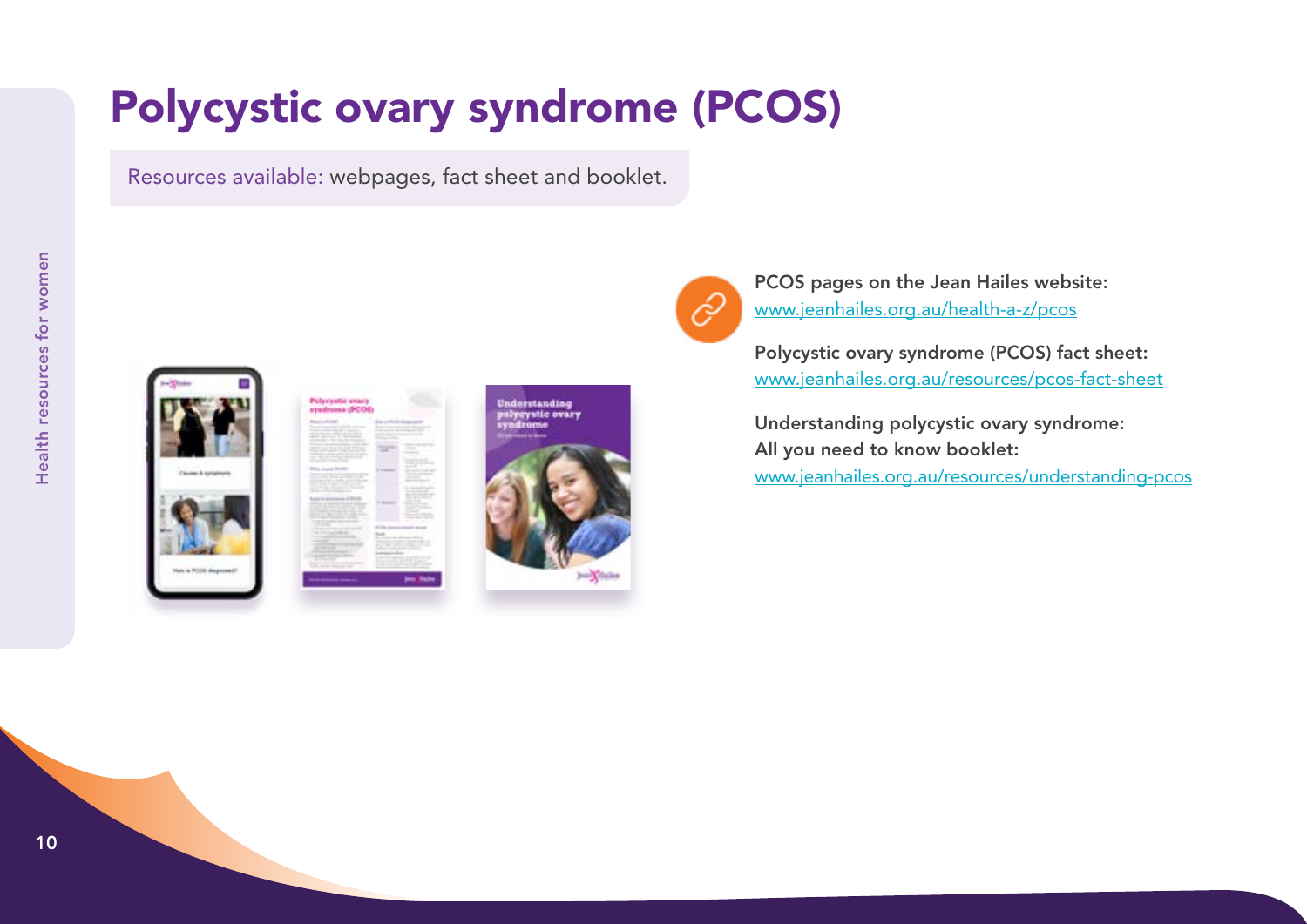# Polycystic ovary syndrome (PCOS)

Resources available: webpages, fact sheet and booklet.

**PCOS pages on the Jean Hailes website:**
www.jeanhailes.org.au/health-a-z/pcos

**Polycystic ovary syndrome (PCOS) fact sheet:**
www.jeanhailes.org.au/resources/pcos-fact-sheet

**Understanding polycystic ovary syndrome: All you need to know booklet:**
www.jeanhailes.org.au/resources/understanding-pcos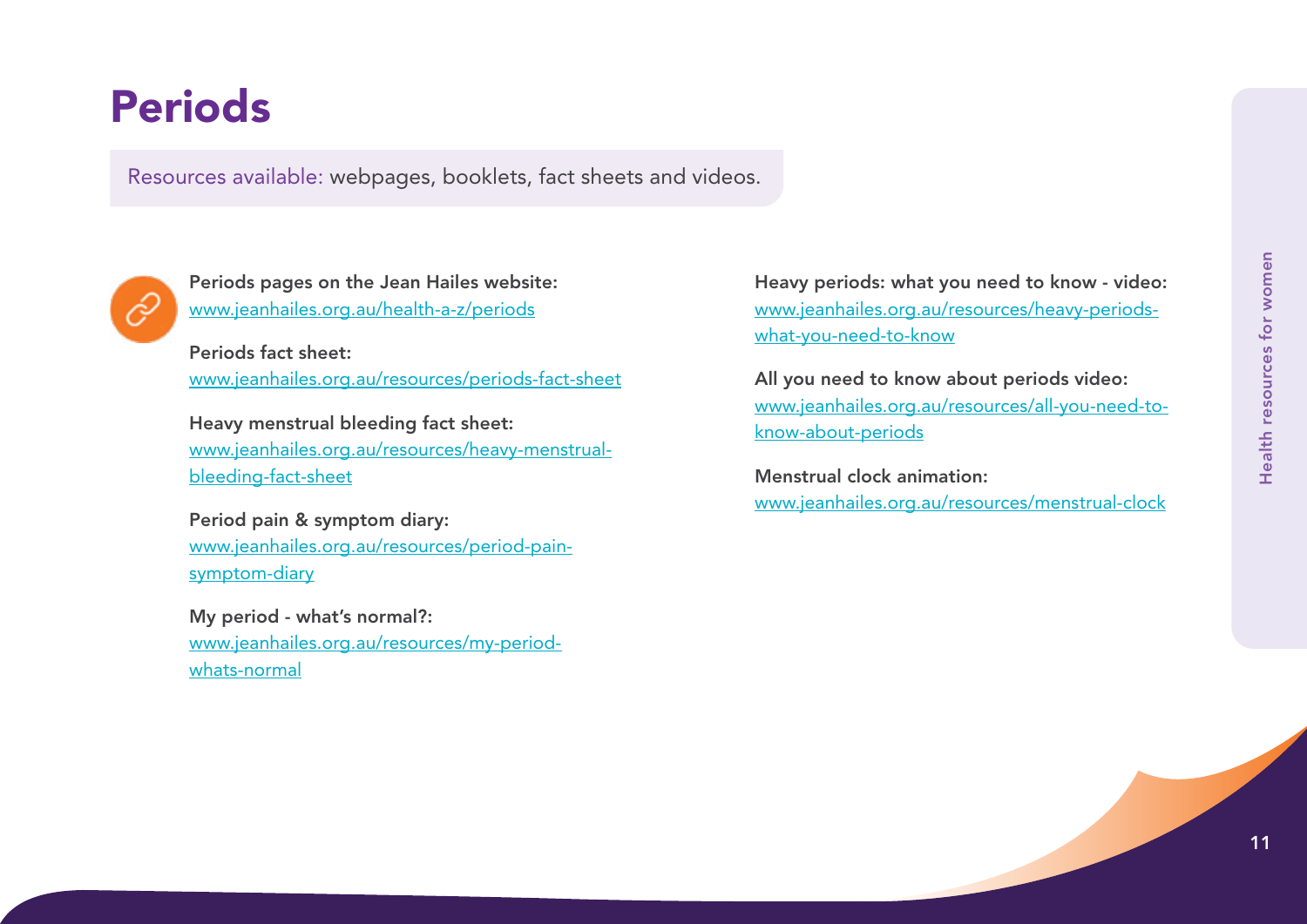# Periods

Resources available: webpages, booklets, fact sheets and videos.

**Periods pages on the Jean Hailes website:**
www.jeanhailes.org.au/health-a-z/periods

**Periods fact sheet:**
www.jeanhailes.org.au/resources/periods-fact-sheet

**Heavy menstrual bleeding fact sheet:**
www.jeanhailes.org.au/resources/heavy-menstrual-bleeding-fact-sheet

**Period pain & symptom diary:**
www.jeanhailes.org.au/resources/period-pain-symptom-diary

**My period - what's normal?:**
www.jeanhailes.org.au/resources/my-period-whats-normal

**Heavy periods: what you need to know - video:**
www.jeanhailes.org.au/resources/heavy-periods-what-you-need-to-know

**All you need to know about periods video:**
www.jeanhailes.org.au/resources/all-you-need-to-know-about-periods

**Menstrual clock animation:**
www.jeanhailes.org.au/resources/menstrual-clock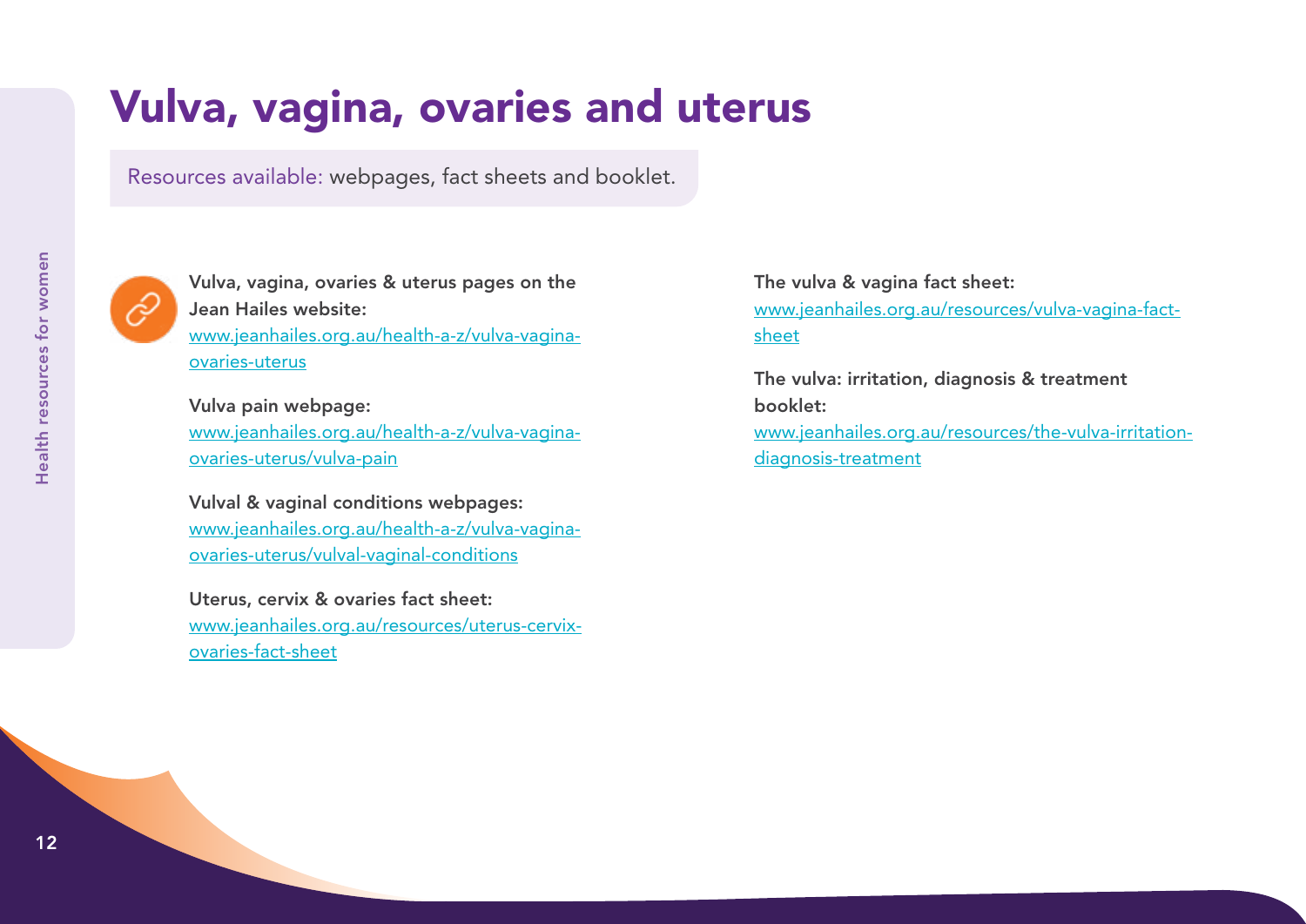# Vulva, vagina, ovaries and uterus

Resources available: webpages, fact sheets and booklet.

**Vulva, vagina, ovaries & uterus pages on the Jean Hailes website:**
[www.jeanhailes.org.au/health-a-z/vulva-vagina-ovaries-uterus](http://www.jeanhailes.org.au/health-a-z/vulva-vagina-ovaries-uterus)

**Vulva pain webpage:**
[www.jeanhailes.org.au/health-a-z/vulva-vagina-ovaries-uterus/vulva-pain](http://www.jeanhailes.org.au/health-a-z/vulva-vagina-ovaries-uterus/vulva-pain)

**Vulval & vaginal conditions webpages:**
[www.jeanhailes.org.au/health-a-z/vulva-vagina-ovaries-uterus/vulval-vaginal-conditions](http://www.jeanhailes.org.au/health-a-z/vulva-vagina-ovaries-uterus/vulval-vaginal-conditions)

**Uterus, cervix & ovaries fact sheet:**
[www.jeanhailes.org.au/resources/uterus-cervix-ovaries-fact-sheet](http://www.jeanhailes.org.au/resources/uterus-cervix-ovaries-fact-sheet)

**The vulva & vagina fact sheet:**
[www.jeanhailes.org.au/resources/vulva-vagina-fact-sheet](http://www.jeanhailes.org.au/resources/vulva-vagina-fact-sheet)

**The vulva: irritation, diagnosis & treatment booklet:**
[www.jeanhailes.org.au/resources/the-vulva-irritation-diagnosis-treatment](http://www.jeanhailes.org.au/resources/the-vulva-irritation-diagnosis-treatment)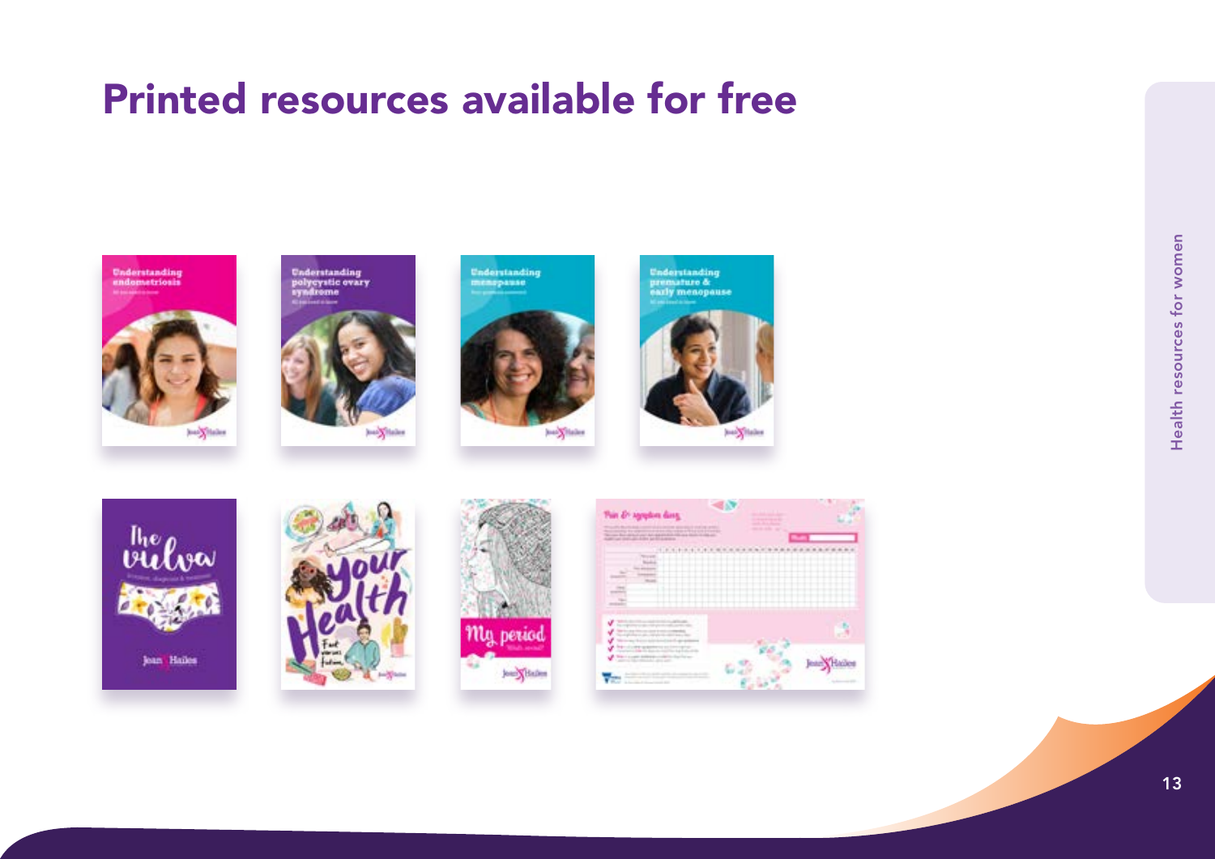# Printed resources available for free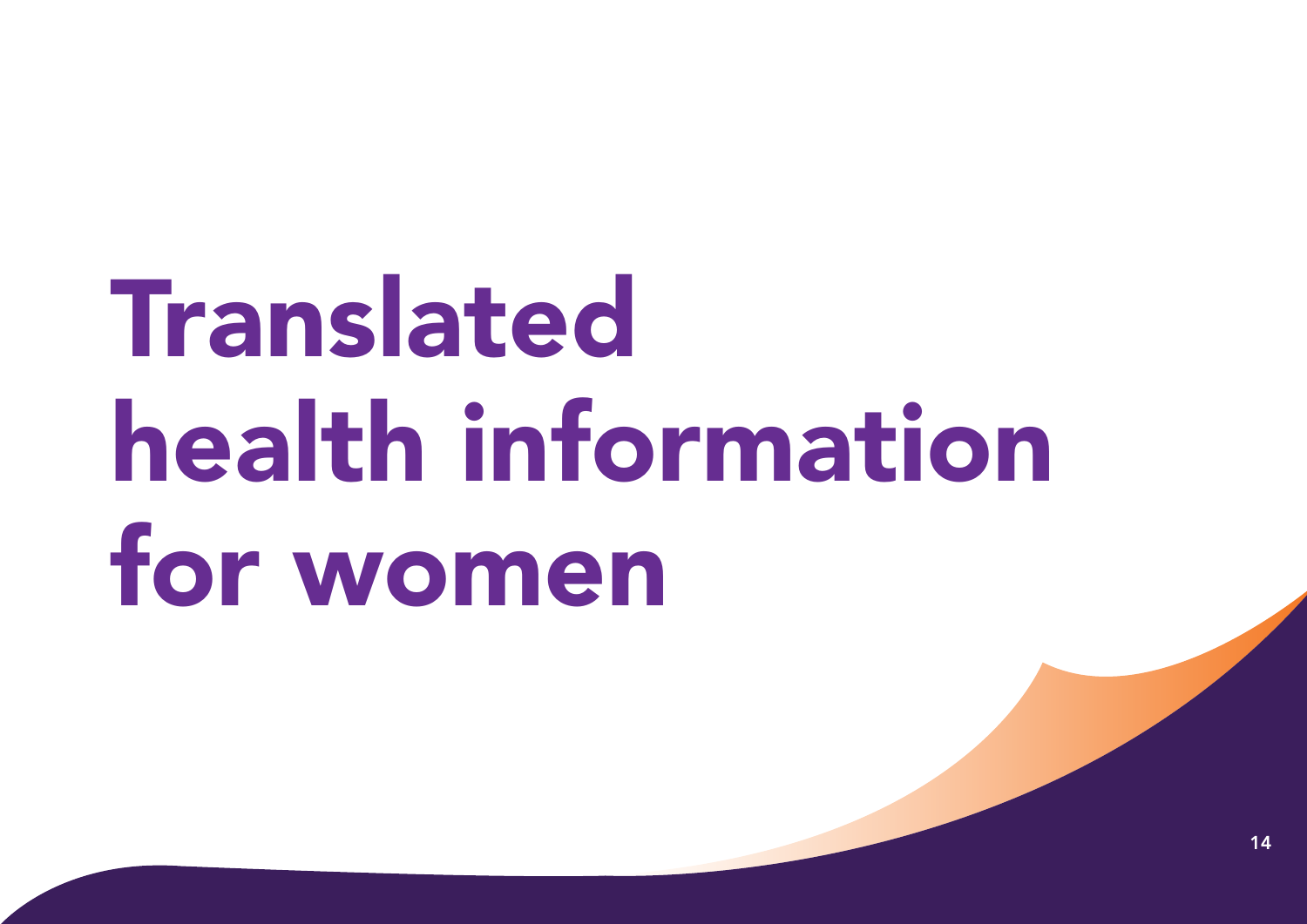# Translated health information for women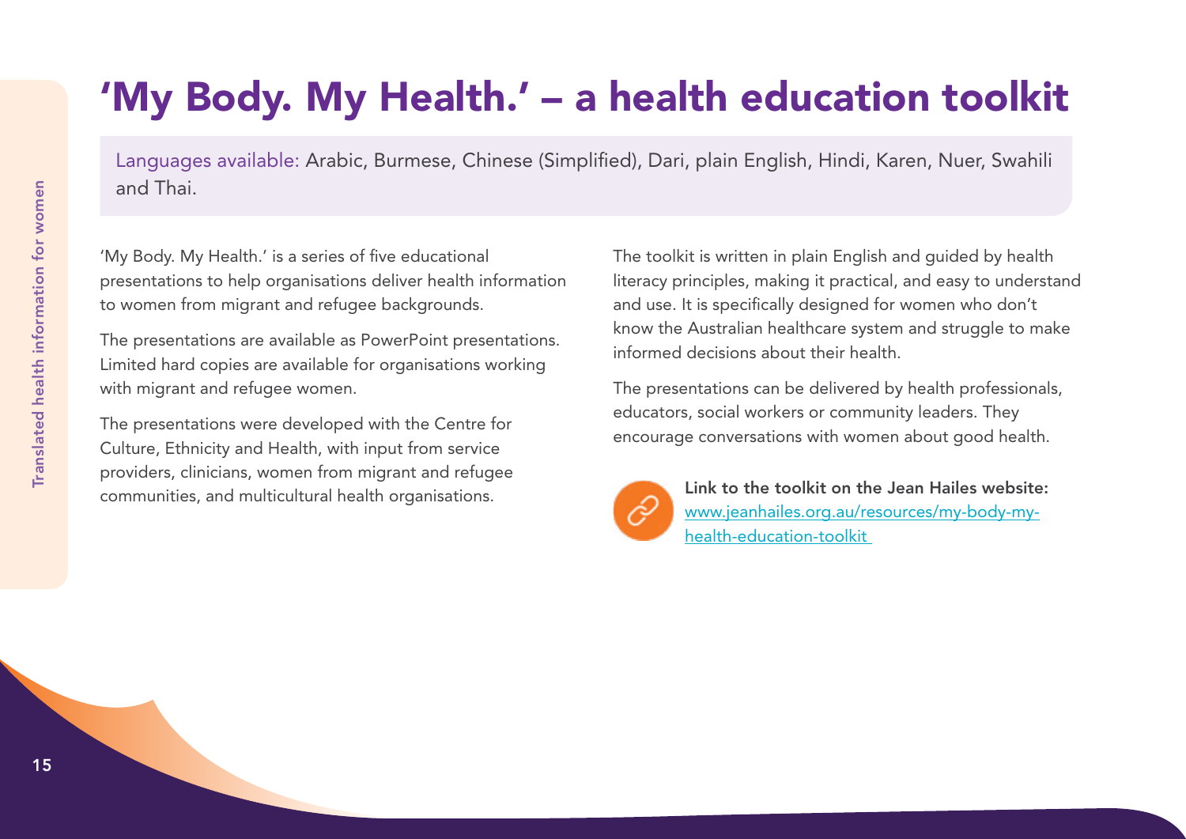# 'My Body. My Health.' – a health education toolkit

Languages available: Arabic, Burmese, Chinese (Simplified), Dari, plain English, Hindi, Karen, Nuer, Swahili and Thai.

'My Body. My Health.' is a series of five educational presentations to help organisations deliver health information to women from migrant and refugee backgrounds.

The presentations are available as PowerPoint presentations. Limited hard copies are available for organisations working with migrant and refugee women.

The presentations were developed with the Centre for Culture, Ethnicity and Health, with input from service providers, clinicians, women from migrant and refugee communities, and multicultural health organisations.

The toolkit is written in plain English and guided by health literacy principles, making it practical, and easy to understand and use. It is specifically designed for women who don't know the Australian healthcare system and struggle to make informed decisions about their health.

The presentations can be delivered by health professionals, educators, social workers or community leaders. They encourage conversations with women about good health.

**Link to the toolkit on the Jean Hailes website:**
www.jeanhailes.org.au/resources/my-body-my-health-education-toolkit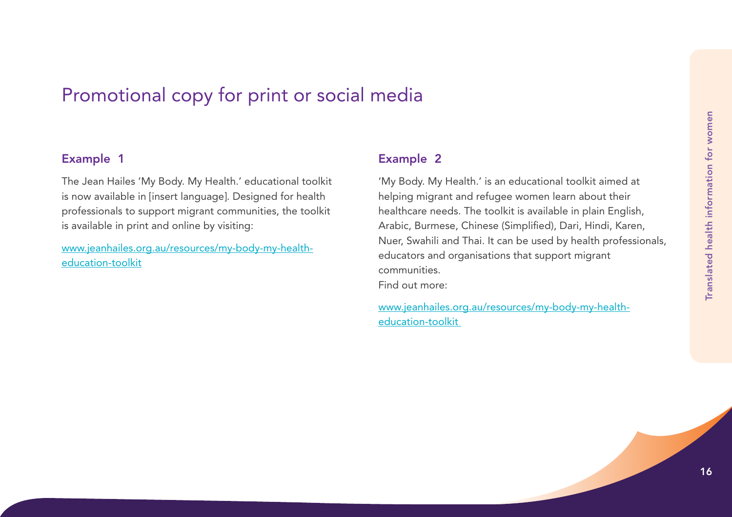# Promotional copy for print or social media

## Example 1

The Jean Hailes 'My Body. My Health.' educational toolkit is now available in [insert language]. Designed for health professionals to support migrant communities, the toolkit is available in print and online by visiting:

www.jeanhailes.org.au/resources/my-body-my-health-education-toolkit

## Example 2

'My Body. My Health.' is an educational toolkit aimed at helping migrant and refugee women learn about their healthcare needs. The toolkit is available in plain English, Arabic, Burmese, Chinese (Simplified), Dari, Hindi, Karen, Nuer, Swahili and Thai. It can be used by health professionals, educators and organisations that support migrant communities.

Find out more:

www.jeanhailes.org.au/resources/my-body-my-health-education-toolkit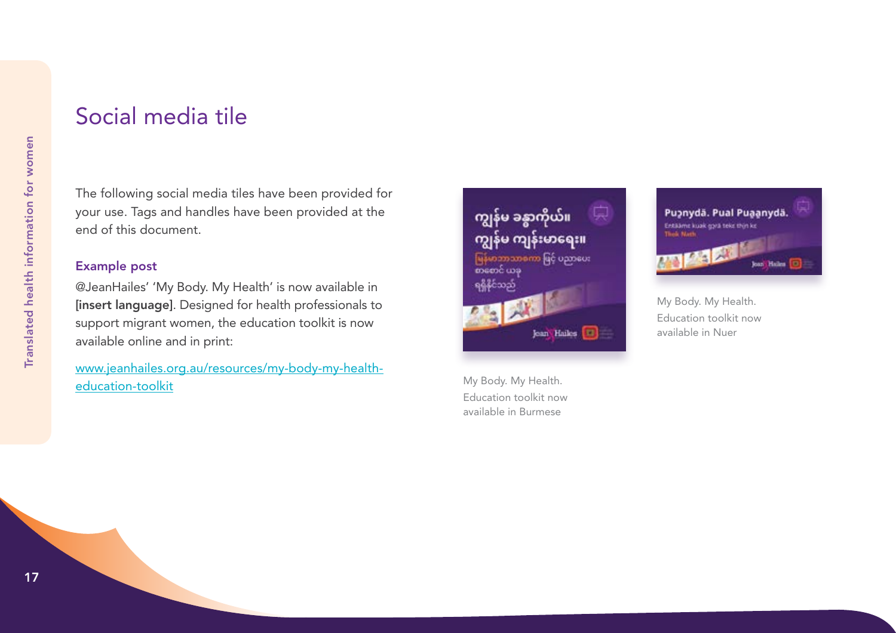# Social media tile

The following social media tiles have been provided for your use. Tags and handles have been provided at the end of this document.

### Example post

@JeanHailes' 'My Body. My Health' is now available in **[insert language]**. Designed for health professionals to support migrant women, the education toolkit is now available online and in print:

[www.jeanhailes.org.au/resources/my-body-my-health-education-toolkit](www.jeanhailes.org.au/resources/my-body-my-health-education-toolkit)

My Body. My Health. Education toolkit now available in Burmese

My Body. My Health. Education toolkit now available in Nuer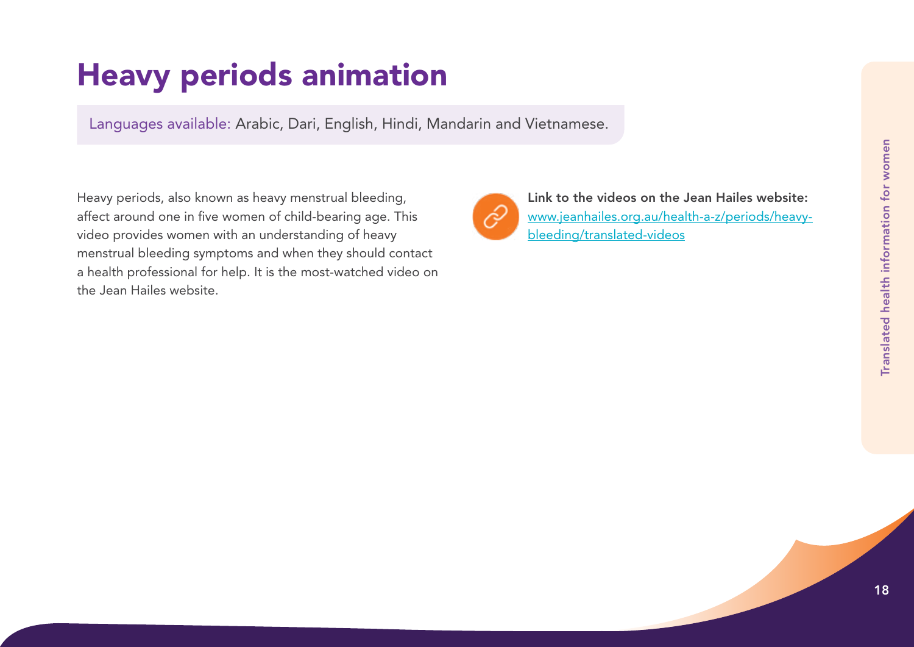# Heavy periods animation

Languages available: Arabic, Dari, English, Hindi, Mandarin and Vietnamese.

Heavy periods, also known as heavy menstrual bleeding, affect around one in five women of child-bearing age. This video provides women with an understanding of heavy menstrual bleeding symptoms and when they should contact a health professional for help. It is the most-watched video on the Jean Hailes website.

**Link to the videos on the Jean Hailes website:**
[www.jeanhailes.org.au/health-a-z/periods/heavy-bleeding/translated-videos](http://www.jeanhailes.org.au/health-a-z/periods/heavy-bleeding/translated-videos)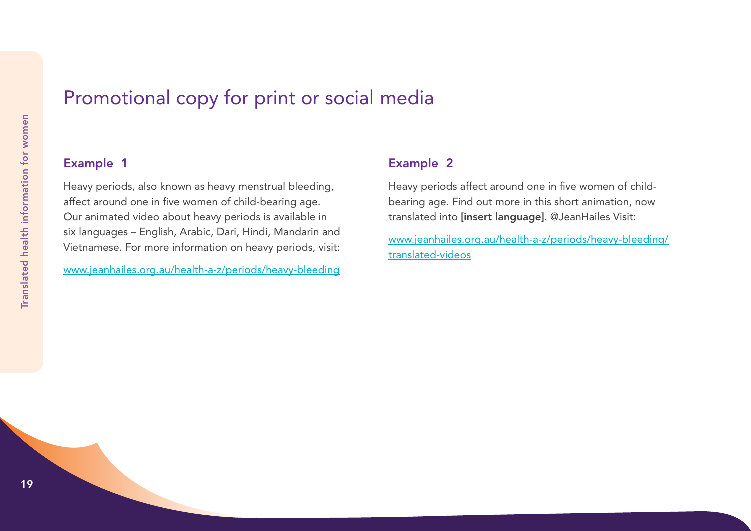# Promotional copy for print or social media

## Example 1

Heavy periods, also known as heavy menstrual bleeding, affect around one in five women of child-bearing age. Our animated video about heavy periods is available in six languages – English, Arabic, Dari, Hindi, Mandarin and Vietnamese. For more information on heavy periods, visit:

www.jeanhailes.org.au/health-a-z/periods/heavy-bleeding

## Example 2

Heavy periods affect around one in five women of child-bearing age. Find out more in this short animation, now translated into **[insert language]**. @JeanHailes Visit:

www.jeanhailes.org.au/health-a-z/periods/heavy-bleeding/translated-videos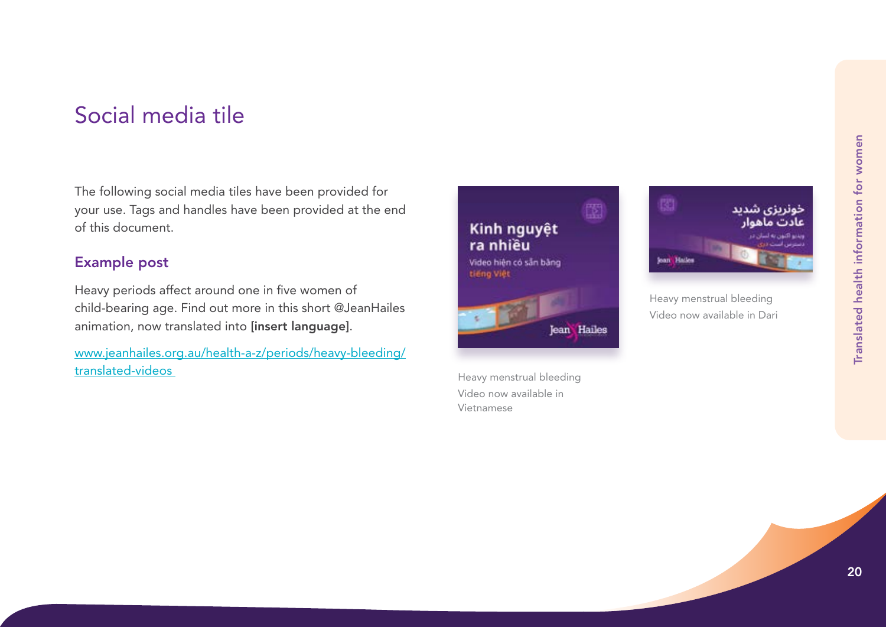# Social media tile

The following social media tiles have been provided for your use. Tags and handles have been provided at the end of this document.

## Example post

Heavy periods affect around one in five women of child-bearing age. Find out more in this short @JeanHailes animation, now translated into **[insert language]**.

[www.jeanhailes.org.au/health-a-z/periods/heavy-bleeding/translated-videos](www.jeanhailes.org.au/health-a-z/periods/heavy-bleeding/translated-videos)

Heavy menstrual bleeding
Video now available in Vietnamese

Heavy menstrual bleeding
Video now available in Dari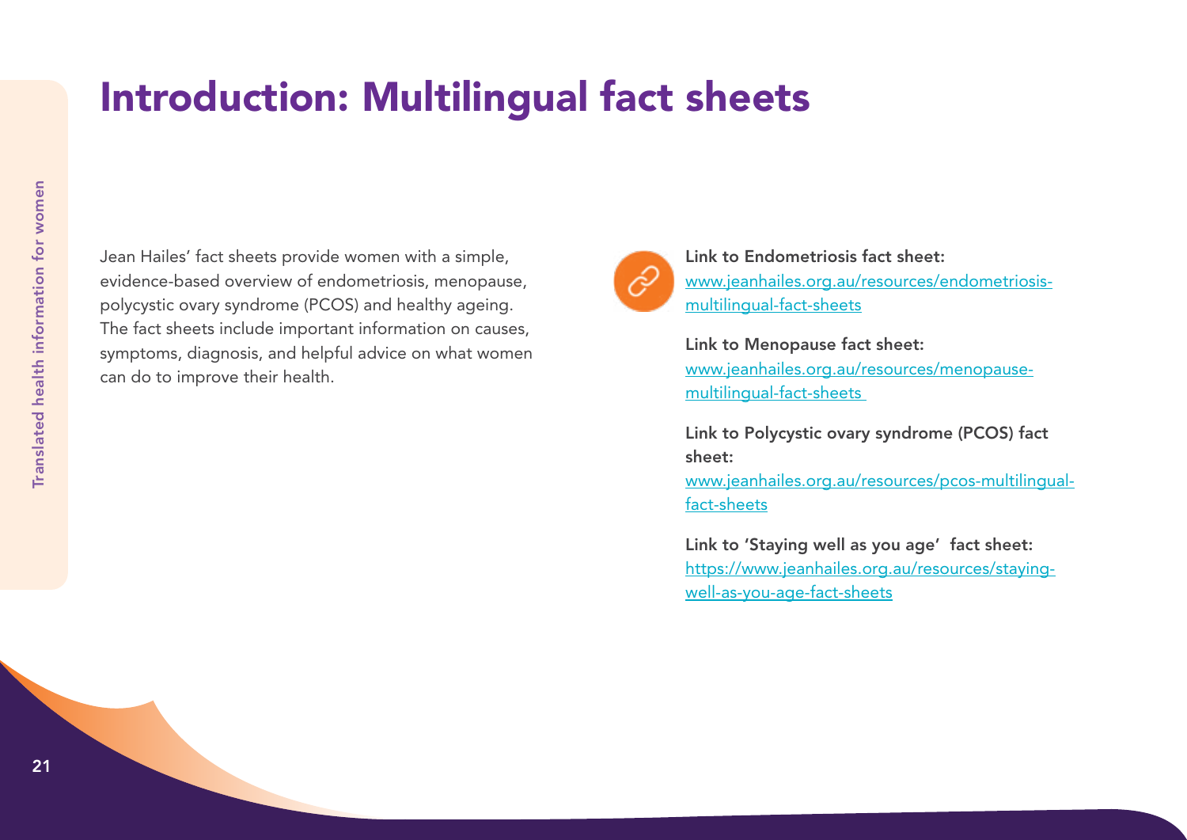# Introduction: Multilingual fact sheets

Jean Hailes' fact sheets provide women with a simple, evidence-based overview of endometriosis, menopause, polycystic ovary syndrome (PCOS) and healthy ageing. The fact sheets include important information on causes, symptoms, diagnosis, and helpful advice on what women can do to improve their health.

**Link to Endometriosis fact sheet:**
[www.jeanhailes.org.au/resources/endometriosis-multilingual-fact-sheets](http://www.jeanhailes.org.au/resources/endometriosis-multilingual-fact-sheets)

**Link to Menopause fact sheet:**
[www.jeanhailes.org.au/resources/menopause-multilingual-fact-sheets](http://www.jeanhailes.org.au/resources/menopause-multilingual-fact-sheets)

**Link to Polycystic ovary syndrome (PCOS) fact sheet:**
[www.jeanhailes.org.au/resources/pcos-multilingual-fact-sheets](http://www.jeanhailes.org.au/resources/pcos-multilingual-fact-sheets)

**Link to 'Staying well as you age' fact sheet:**
[https://www.jeanhailes.org.au/resources/staying-well-as-you-age-fact-sheets](https://www.jeanhailes.org.au/resources/staying-well-as-you-age-fact-sheets)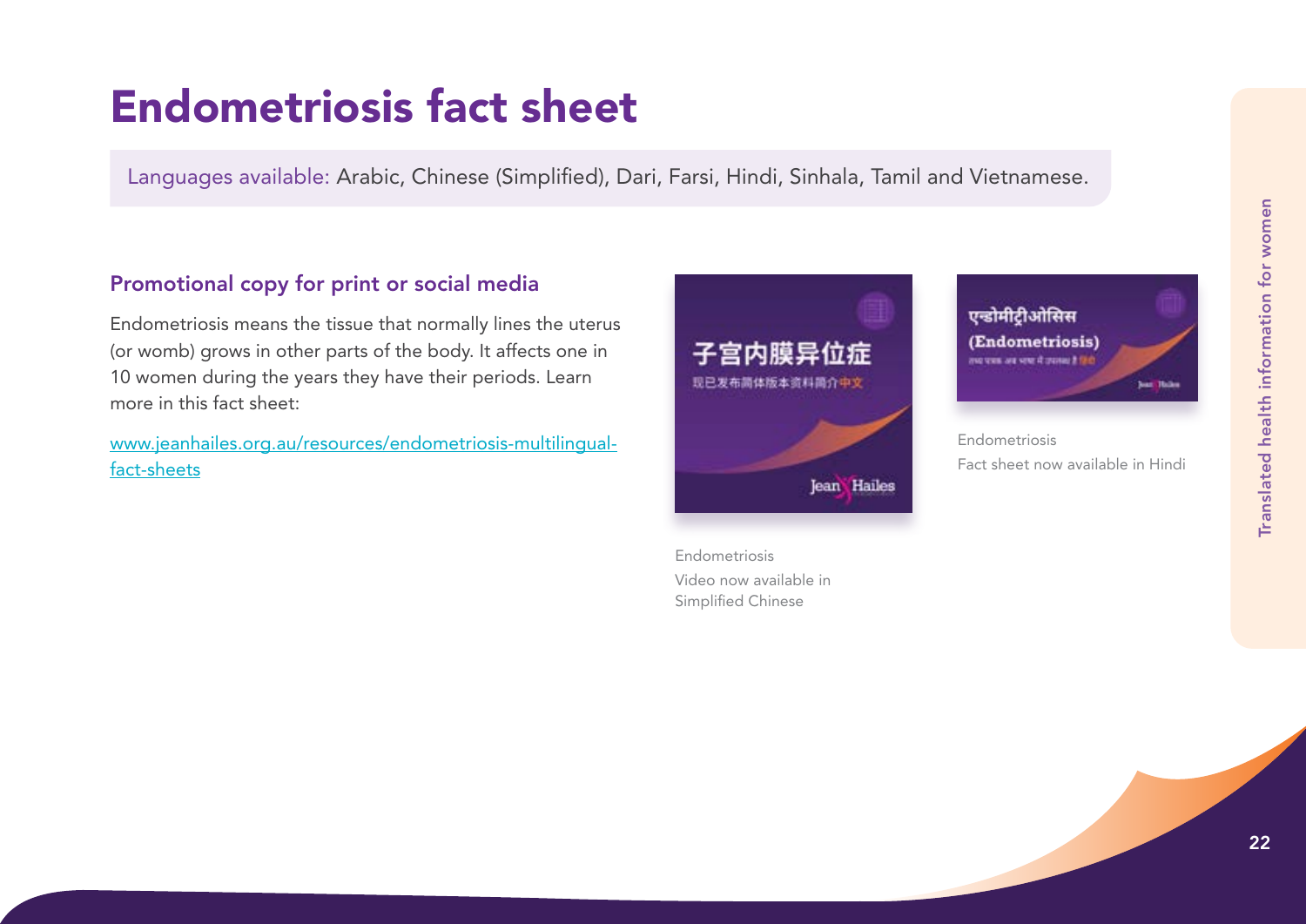# Endometriosis fact sheet

Languages available: Arabic, Chinese (Simplified), Dari, Farsi, Hindi, Sinhala, Tamil and Vietnamese.

## Promotional copy for print or social media

Endometriosis means the tissue that normally lines the uterus (or womb) grows in other parts of the body. It affects one in 10 women during the years they have their periods. Learn more in this fact sheet:

[www.jeanhailes.org.au/resources/endometriosis-multilingual-fact-sheets](www.jeanhailes.org.au/resources/endometriosis-multilingual-fact-sheets)

Endometriosis
Video now available in Simplified Chinese

Endometriosis
Fact sheet now available in Hindi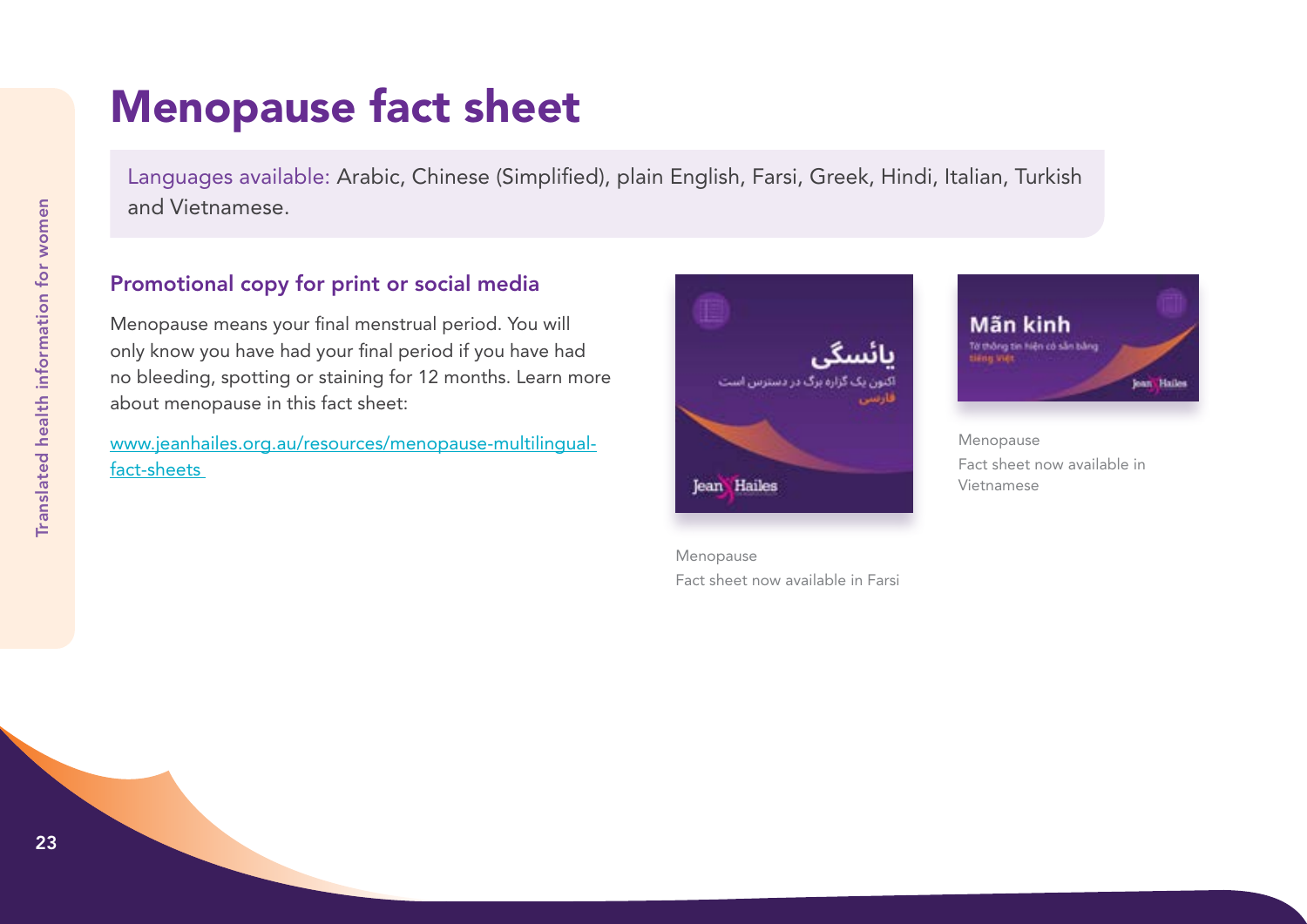# Menopause fact sheet

Languages available: Arabic, Chinese (Simplified), plain English, Farsi, Greek, Hindi, Italian, Turkish and Vietnamese.

## Promotional copy for print or social media

Menopause means your final menstrual period. You will only know you have had your final period if you have had no bleeding, spotting or staining for 12 months. Learn more about menopause in this fact sheet:

[www.jeanhailes.org.au/resources/menopause-multilingual-fact-sheets](http://www.jeanhailes.org.au/resources/menopause-multilingual-fact-sheets)

Menopause
Fact sheet now available in Farsi

Menopause
Fact sheet now available in Vietnamese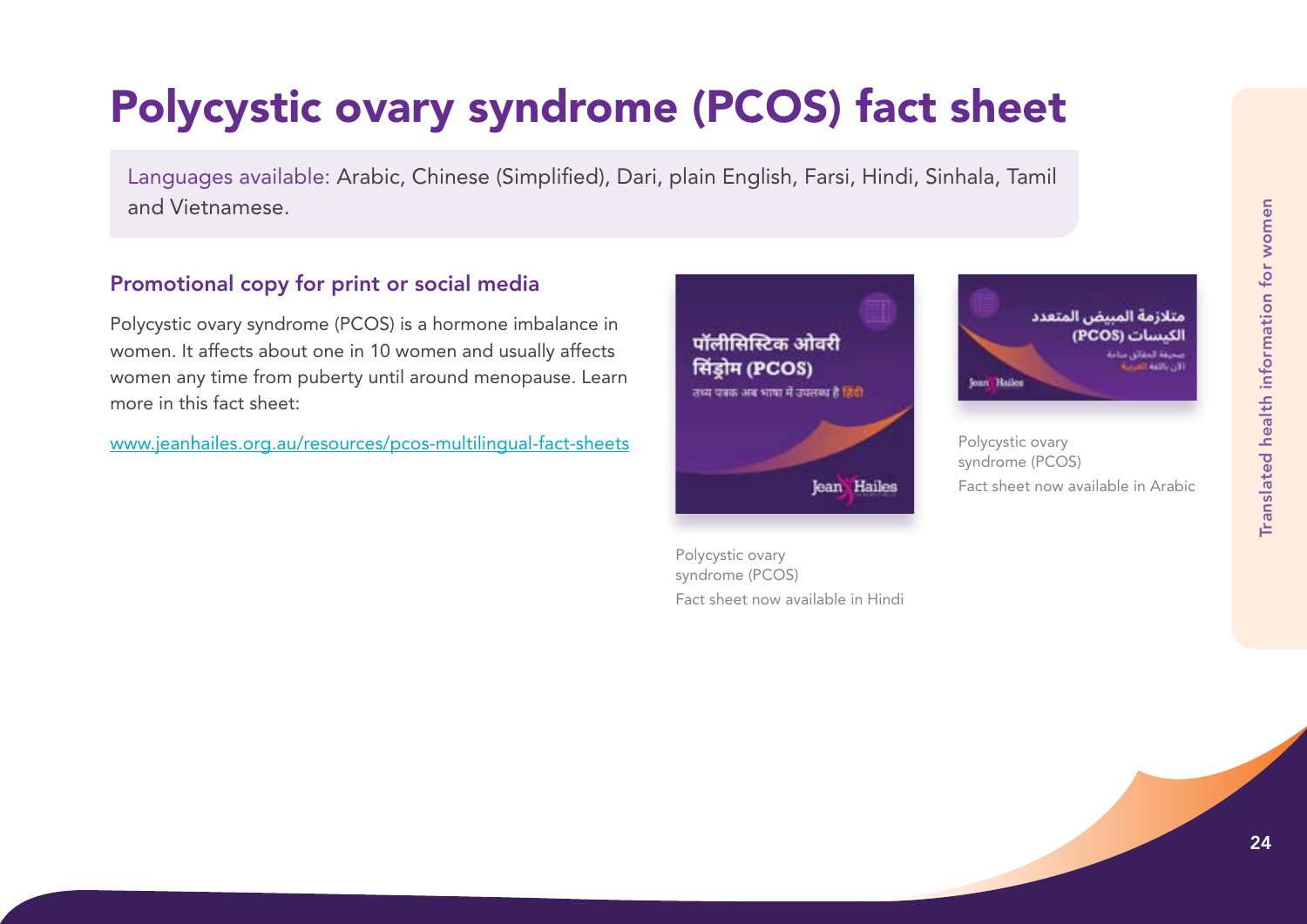# Polycystic ovary syndrome (PCOS) fact sheet

Languages available: Arabic, Chinese (Simplified), Dari, plain English, Farsi, Hindi, Sinhala, Tamil and Vietnamese.

## Promotional copy for print or social media

Polycystic ovary syndrome (PCOS) is a hormone imbalance in women. It affects about one in 10 women and usually affects women any time from puberty until around menopause. Learn more in this fact sheet:

www.jeanhailes.org.au/resources/pcos-multilingual-fact-sheets

Polycystic ovary syndrome (PCOS)
Fact sheet now available in Hindi

Polycystic ovary syndrome (PCOS)
Fact sheet now available in Arabic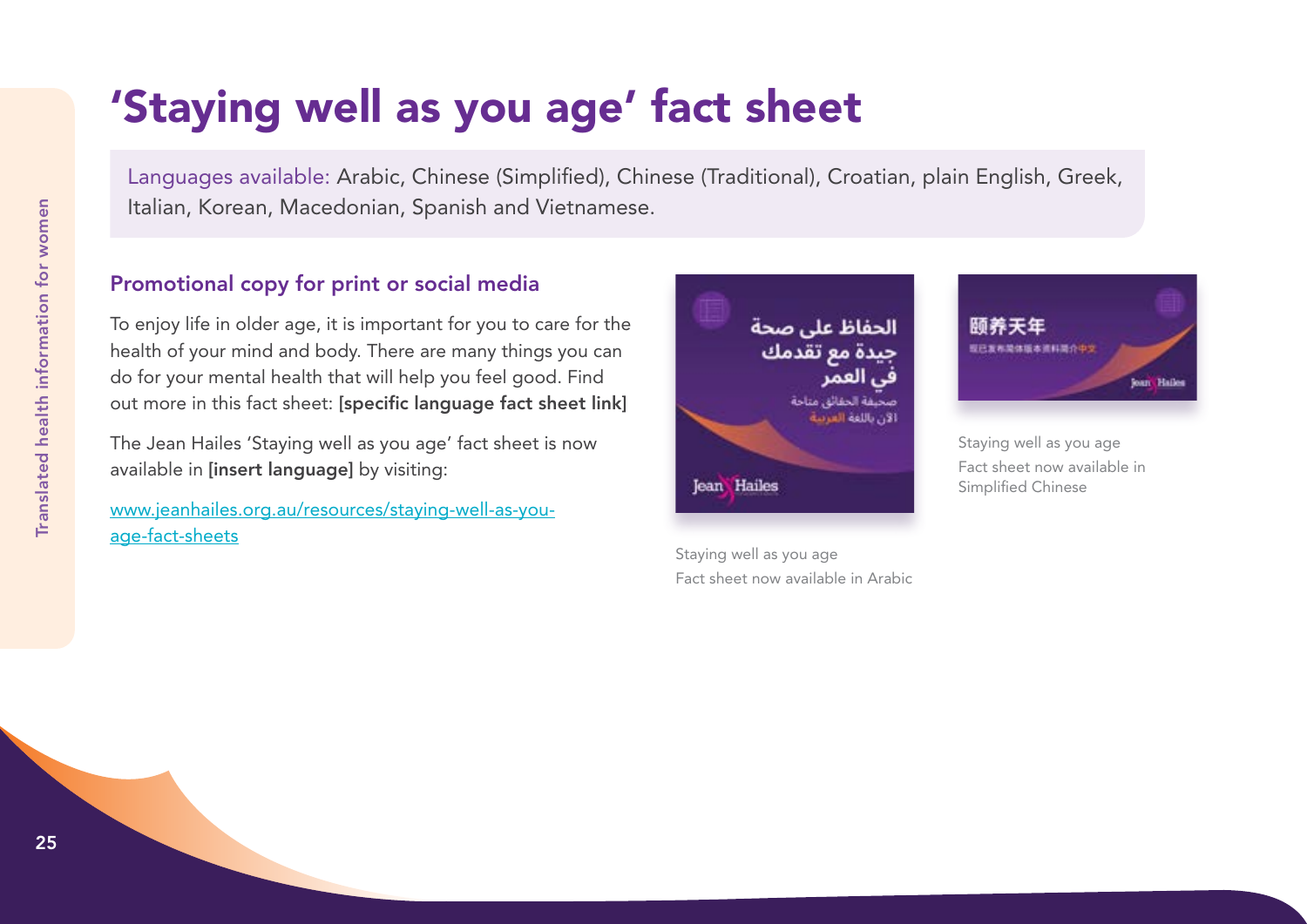# 'Staying well as you age' fact sheet

Languages available: Arabic, Chinese (Simplified), Chinese (Traditional), Croatian, plain English, Greek, Italian, Korean, Macedonian, Spanish and Vietnamese.

## Promotional copy for print or social media

To enjoy life in older age, it is important for you to care for the health of your mind and body. There are many things you can do for your mental health that will help you feel good. Find out more in this fact sheet: **[specific language fact sheet link]**

The Jean Hailes 'Staying well as you age' fact sheet is now available in **[insert language]** by visiting:

[www.jeanhailes.org.au/resources/staying-well-as-you-age-fact-sheets](www.jeanhailes.org.au/resources/staying-well-as-you-age-fact-sheets)

Staying well as you age
Fact sheet now available in Arabic

Staying well as you age
Fact sheet now available in Simplified Chinese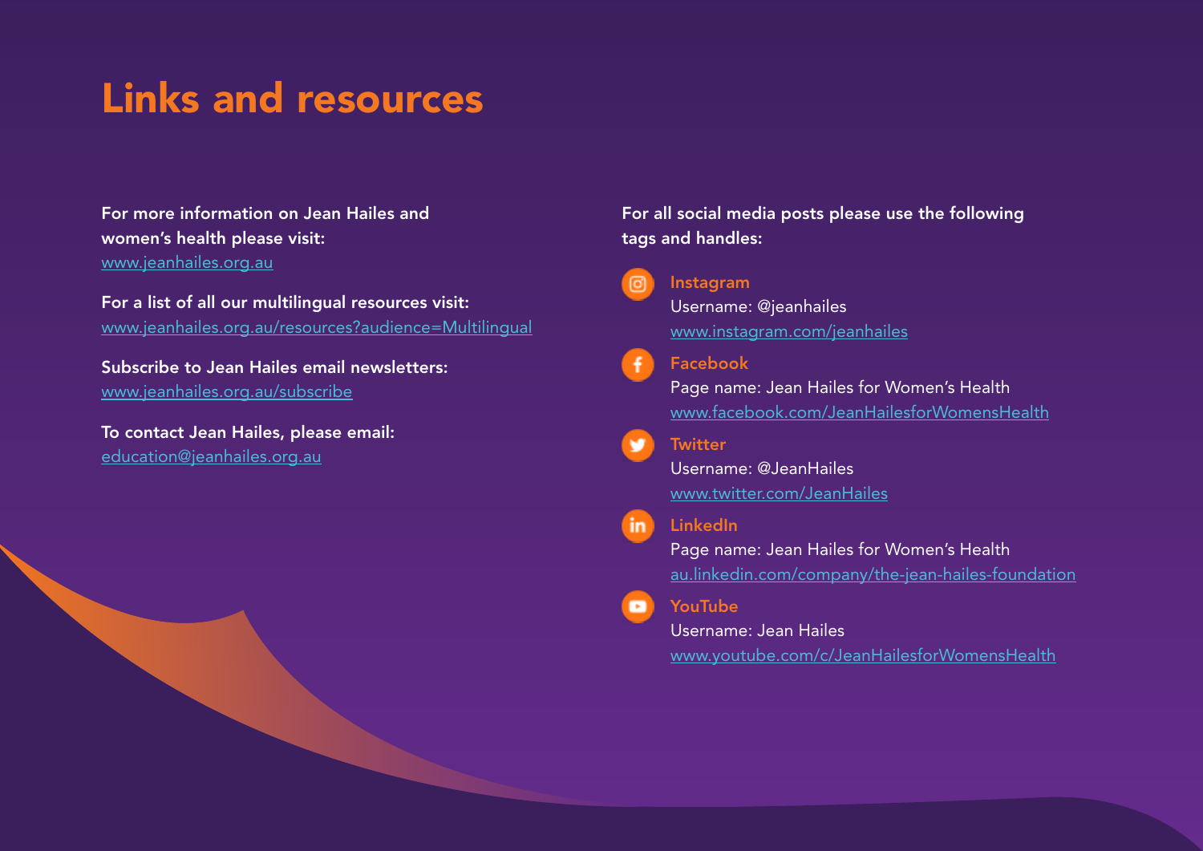# Links and resources

**For more information on Jean Hailes and women's health please visit:**
www.jeanhailes.org.au

**For a list of all our multilingual resources visit:**
www.jeanhailes.org.au/resources?audience=Multilingual

**Subscribe to Jean Hailes email newsletters:**
www.jeanhailes.org.au/subscribe

**To contact Jean Hailes, please email:**
education@jeanhailes.org.au

**For all social media posts please use the following tags and handles:**

**Instagram**
Username: @jeanhailes
www.instagram.com/jeanhailes

**Facebook**
Page name: Jean Hailes for Women's Health
www.facebook.com/JeanHailesforWomensHealth

**Twitter**
Username: @JeanHailes
www.twitter.com/JeanHailes

**LinkedIn**
Page name: Jean Hailes for Women's Health
au.linkedin.com/company/the-jean-hailes-foundation

**YouTube**
Username: Jean Hailes
www.youtube.com/c/JeanHailesforWomensHealth